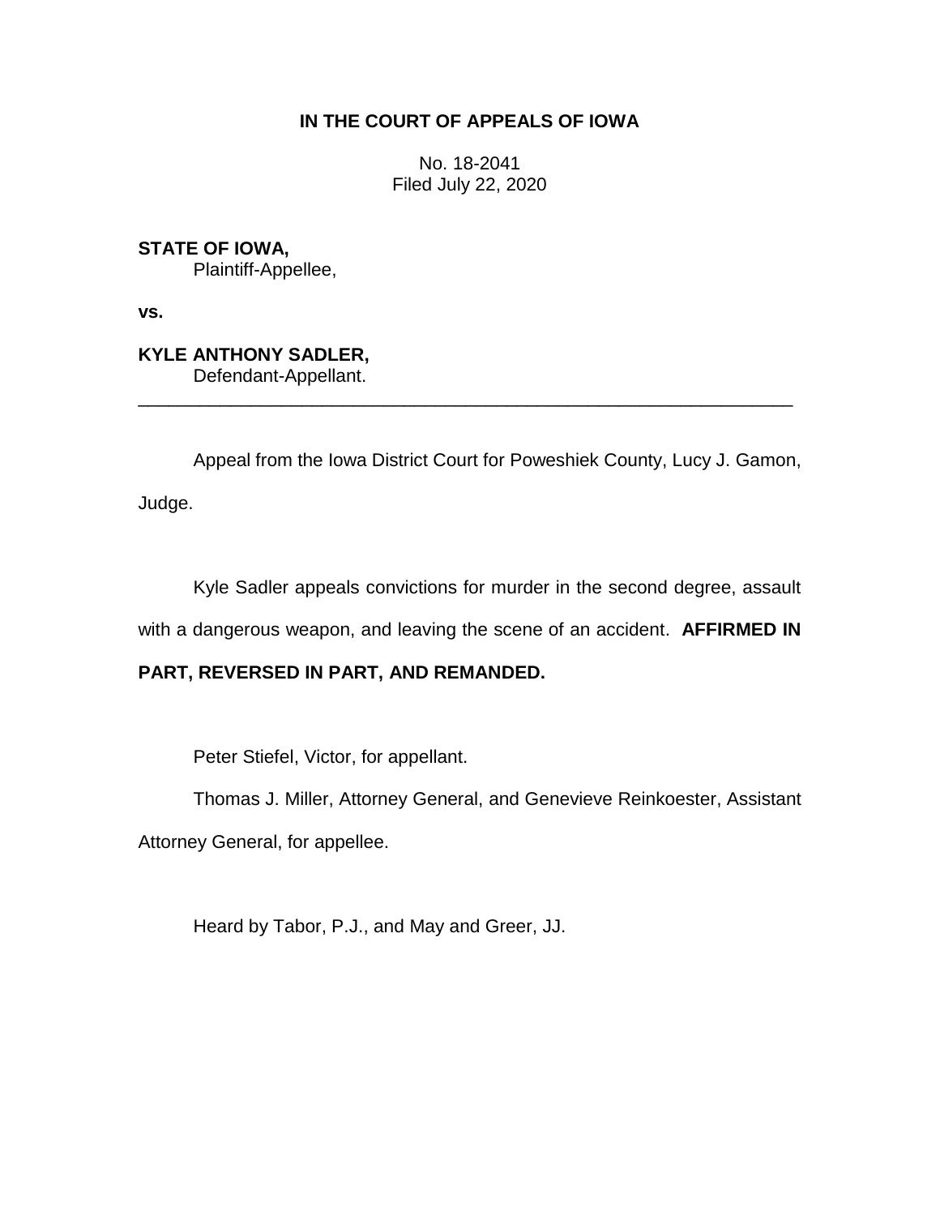**IN THE COURT OF APPEALS OF IOWA**

No. 18-2041
Filed July 22, 2020

**STATE OF IOWA,**
Plaintiff-Appellee,

**vs.**

**KYLE ANTHONY SADLER,**
Defendant-Appellant.

---

Appeal from the Iowa District Court for Poweshiek County, Lucy J. Gamon, Judge.

Kyle Sadler appeals convictions for murder in the second degree, assault with a dangerous weapon, and leaving the scene of an accident. **AFFIRMED IN PART, REVERSED IN PART, AND REMANDED.**

Peter Stiefel, Victor, for appellant.

Thomas J. Miller, Attorney General, and Genevieve Reinkoester, Assistant Attorney General, for appellee.

Heard by Tabor, P.J., and May and Greer, JJ.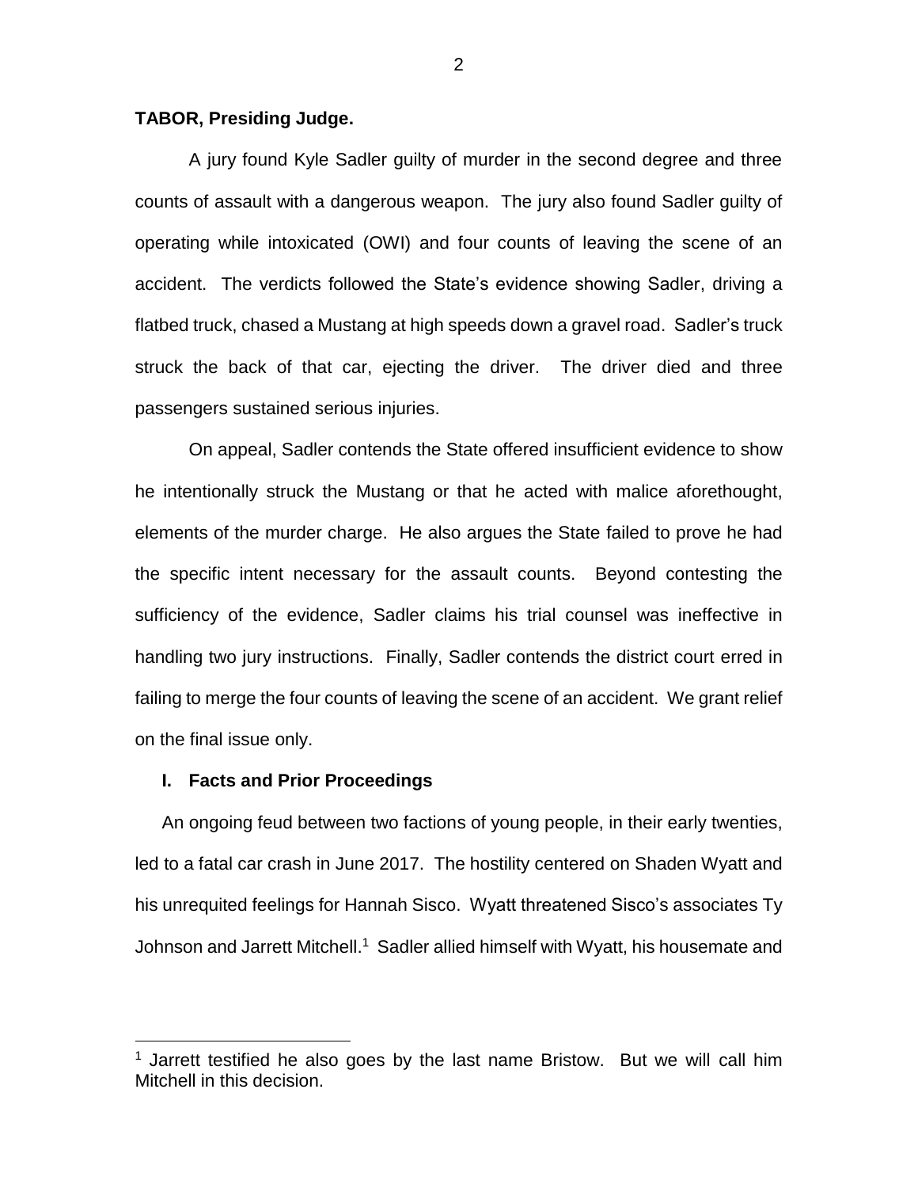**TABOR, Presiding Judge.**

A jury found Kyle Sadler guilty of murder in the second degree and three counts of assault with a dangerous weapon. The jury also found Sadler guilty of operating while intoxicated (OWI) and four counts of leaving the scene of an accident. The verdicts followed the State's evidence showing Sadler, driving a flatbed truck, chased a Mustang at high speeds down a gravel road. Sadler's truck struck the back of that car, ejecting the driver. The driver died and three passengers sustained serious injuries.

On appeal, Sadler contends the State offered insufficient evidence to show he intentionally struck the Mustang or that he acted with malice aforethought, elements of the murder charge. He also argues the State failed to prove he had the specific intent necessary for the assault counts. Beyond contesting the sufficiency of the evidence, Sadler claims his trial counsel was ineffective in handling two jury instructions. Finally, Sadler contends the district court erred in failing to merge the four counts of leaving the scene of an accident. We grant relief on the final issue only.

## I. Facts and Prior Proceedings

An ongoing feud between two factions of young people, in their early twenties, led to a fatal car crash in June 2017. The hostility centered on Shaden Wyatt and his unrequited feelings for Hannah Sisco. Wyatt threatened Sisco's associates Ty Johnson and Jarrett Mitchell.[1] Sadler allied himself with Wyatt, his housemate and

[1] Jarrett testified he also goes by the last name Bristow. But we will call him Mitchell in this decision.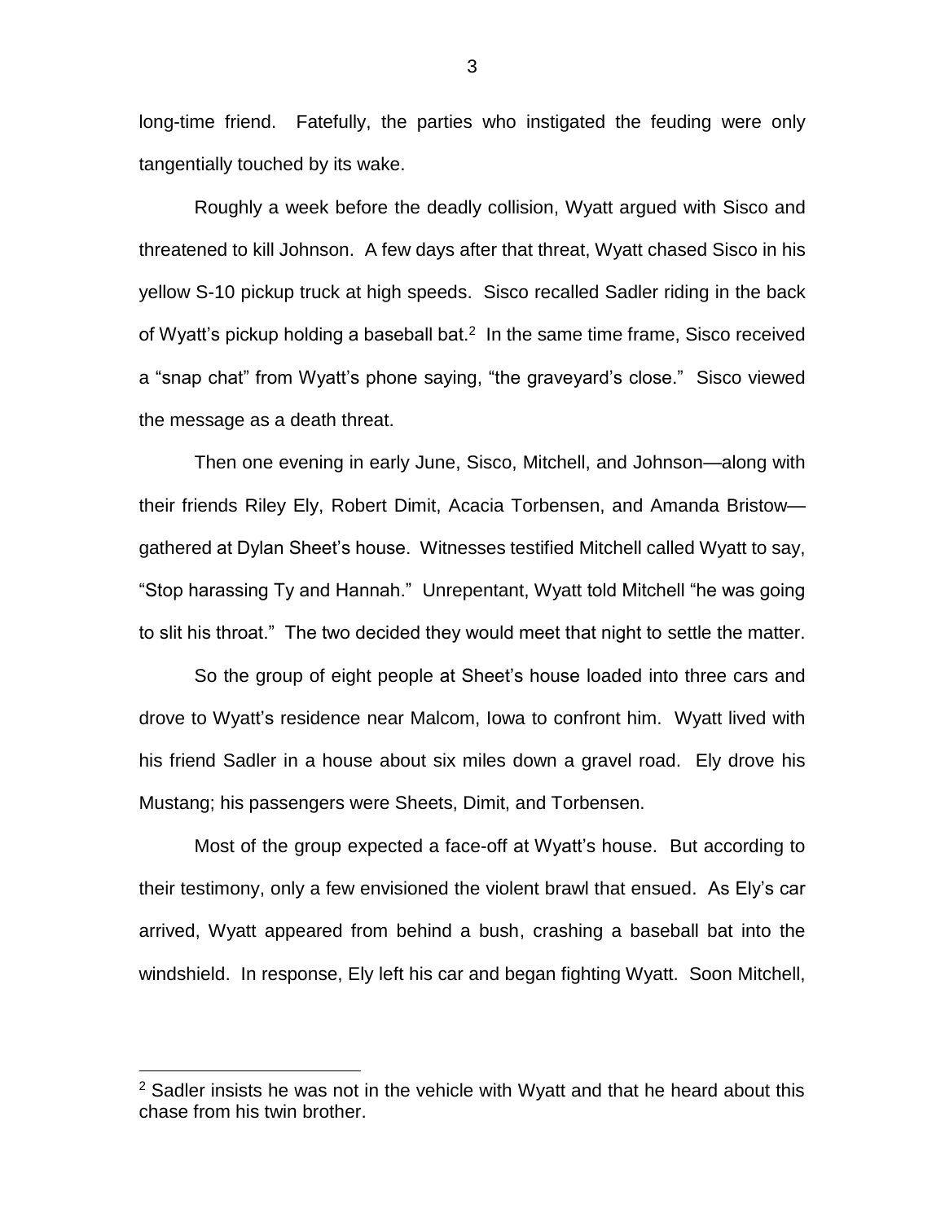long-time friend. Fatefully, the parties who instigated the feuding were only tangentially touched by its wake.

Roughly a week before the deadly collision, Wyatt argued with Sisco and threatened to kill Johnson. A few days after that threat, Wyatt chased Sisco in his yellow S-10 pickup truck at high speeds. Sisco recalled Sadler riding in the back of Wyatt's pickup holding a baseball bat.[2] In the same time frame, Sisco received a "snap chat" from Wyatt's phone saying, "the graveyard's close." Sisco viewed the message as a death threat.

Then one evening in early June, Sisco, Mitchell, and Johnson—along with their friends Riley Ely, Robert Dimit, Acacia Torbensen, and Amanda Bristow—gathered at Dylan Sheet's house. Witnesses testified Mitchell called Wyatt to say, "Stop harassing Ty and Hannah." Unrepentant, Wyatt told Mitchell "he was going to slit his throat." The two decided they would meet that night to settle the matter.

So the group of eight people at Sheet's house loaded into three cars and drove to Wyatt's residence near Malcom, Iowa to confront him. Wyatt lived with his friend Sadler in a house about six miles down a gravel road. Ely drove his Mustang; his passengers were Sheets, Dimit, and Torbensen.

Most of the group expected a face-off at Wyatt's house. But according to their testimony, only a few envisioned the violent brawl that ensued. As Ely's car arrived, Wyatt appeared from behind a bush, crashing a baseball bat into the windshield. In response, Ely left his car and began fighting Wyatt. Soon Mitchell,

---

[2] Sadler insists he was not in the vehicle with Wyatt and that he heard about this chase from his twin brother.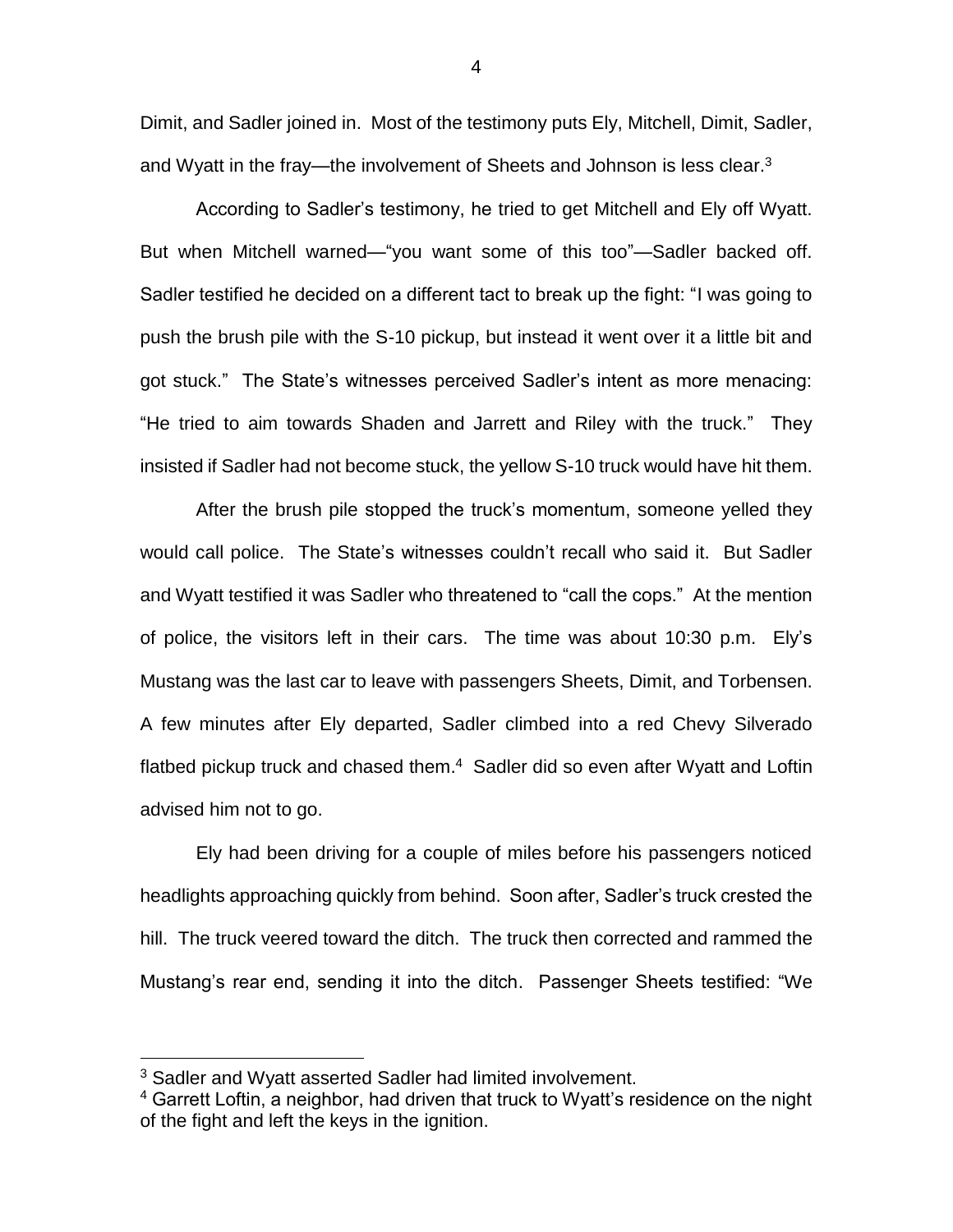Dimit, and Sadler joined in. Most of the testimony puts Ely, Mitchell, Dimit, Sadler, and Wyatt in the fray—the involvement of Sheets and Johnson is less clear.[3]

According to Sadler's testimony, he tried to get Mitchell and Ely off Wyatt. But when Mitchell warned—"you want some of this too"—Sadler backed off. Sadler testified he decided on a different tact to break up the fight: "I was going to push the brush pile with the S-10 pickup, but instead it went over it a little bit and got stuck." The State's witnesses perceived Sadler's intent as more menacing: "He tried to aim towards Shaden and Jarrett and Riley with the truck." They insisted if Sadler had not become stuck, the yellow S-10 truck would have hit them.

After the brush pile stopped the truck's momentum, someone yelled they would call police. The State's witnesses couldn't recall who said it. But Sadler and Wyatt testified it was Sadler who threatened to "call the cops." At the mention of police, the visitors left in their cars. The time was about 10:30 p.m. Ely's Mustang was the last car to leave with passengers Sheets, Dimit, and Torbensen. A few minutes after Ely departed, Sadler climbed into a red Chevy Silverado flatbed pickup truck and chased them.[4] Sadler did so even after Wyatt and Loftin advised him not to go.

Ely had been driving for a couple of miles before his passengers noticed headlights approaching quickly from behind. Soon after, Sadler's truck crested the hill. The truck veered toward the ditch. The truck then corrected and rammed the Mustang's rear end, sending it into the ditch. Passenger Sheets testified: "We

---

[3] Sadler and Wyatt asserted Sadler had limited involvement.

[4] Garrett Loftin, a neighbor, had driven that truck to Wyatt's residence on the night of the fight and left the keys in the ignition.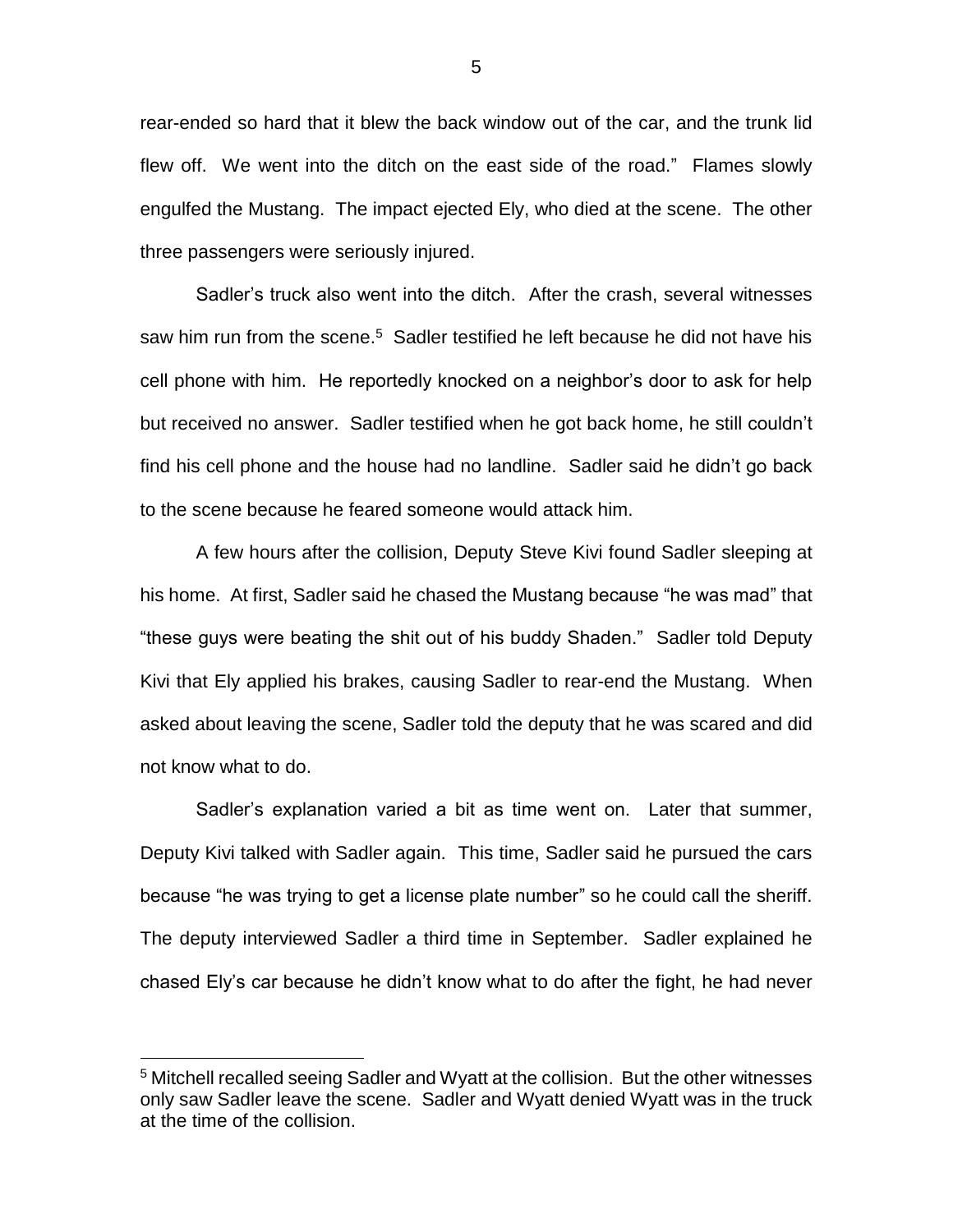rear-ended so hard that it blew the back window out of the car, and the trunk lid flew off. We went into the ditch on the east side of the road." Flames slowly engulfed the Mustang. The impact ejected Ely, who died at the scene. The other three passengers were seriously injured.

Sadler's truck also went into the ditch. After the crash, several witnesses saw him run from the scene.[5] Sadler testified he left because he did not have his cell phone with him. He reportedly knocked on a neighbor's door to ask for help but received no answer. Sadler testified when he got back home, he still couldn't find his cell phone and the house had no landline. Sadler said he didn't go back to the scene because he feared someone would attack him.

A few hours after the collision, Deputy Steve Kivi found Sadler sleeping at his home. At first, Sadler said he chased the Mustang because "he was mad" that "these guys were beating the shit out of his buddy Shaden." Sadler told Deputy Kivi that Ely applied his brakes, causing Sadler to rear-end the Mustang. When asked about leaving the scene, Sadler told the deputy that he was scared and did not know what to do.

Sadler's explanation varied a bit as time went on. Later that summer, Deputy Kivi talked with Sadler again. This time, Sadler said he pursued the cars because "he was trying to get a license plate number" so he could call the sheriff. The deputy interviewed Sadler a third time in September. Sadler explained he chased Ely's car because he didn't know what to do after the fight, he had never

---

[5] Mitchell recalled seeing Sadler and Wyatt at the collision. But the other witnesses only saw Sadler leave the scene. Sadler and Wyatt denied Wyatt was in the truck at the time of the collision.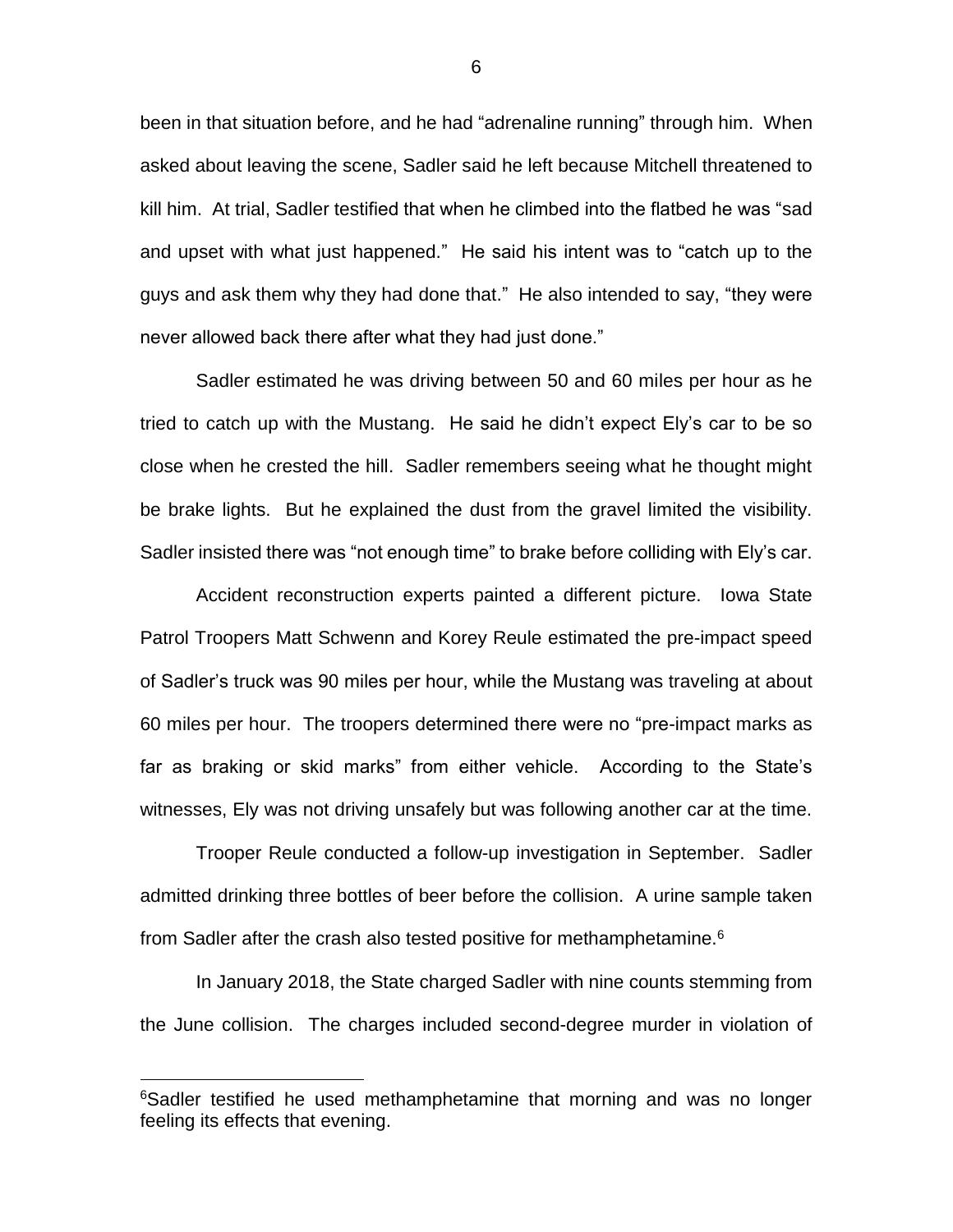been in that situation before, and he had "adrenaline running" through him. When asked about leaving the scene, Sadler said he left because Mitchell threatened to kill him. At trial, Sadler testified that when he climbed into the flatbed he was "sad and upset with what just happened." He said his intent was to "catch up to the guys and ask them why they had done that." He also intended to say, "they were never allowed back there after what they had just done."

Sadler estimated he was driving between 50 and 60 miles per hour as he tried to catch up with the Mustang. He said he didn't expect Ely's car to be so close when he crested the hill. Sadler remembers seeing what he thought might be brake lights. But he explained the dust from the gravel limited the visibility. Sadler insisted there was "not enough time" to brake before colliding with Ely's car.

Accident reconstruction experts painted a different picture. Iowa State Patrol Troopers Matt Schwenn and Korey Reule estimated the pre-impact speed of Sadler's truck was 90 miles per hour, while the Mustang was traveling at about 60 miles per hour. The troopers determined there were no "pre-impact marks as far as braking or skid marks" from either vehicle. According to the State's witnesses, Ely was not driving unsafely but was following another car at the time.

Trooper Reule conducted a follow-up investigation in September. Sadler admitted drinking three bottles of beer before the collision. A urine sample taken from Sadler after the crash also tested positive for methamphetamine.[6]

In January 2018, the State charged Sadler with nine counts stemming from the June collision. The charges included second-degree murder in violation of

---

[6]Sadler testified he used methamphetamine that morning and was no longer feeling its effects that evening.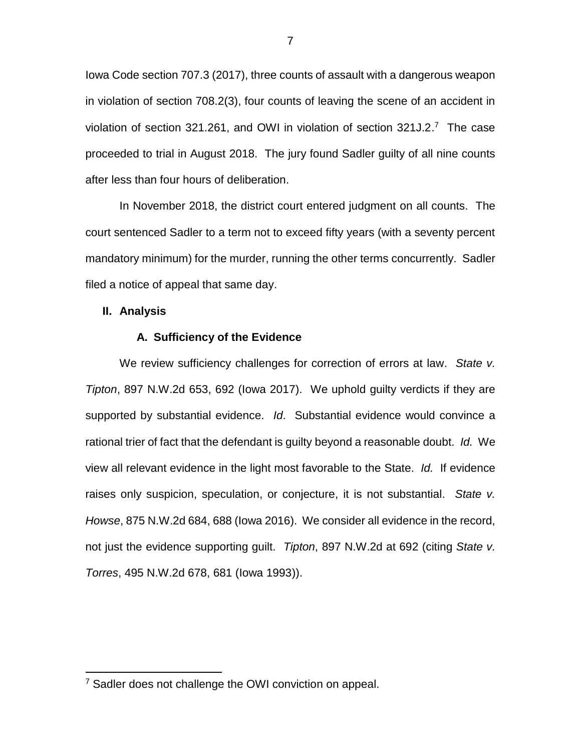Iowa Code section 707.3 (2017), three counts of assault with a dangerous weapon in violation of section 708.2(3), four counts of leaving the scene of an accident in violation of section 321.261, and OWI in violation of section 321J.2.[7] The case proceeded to trial in August 2018. The jury found Sadler guilty of all nine counts after less than four hours of deliberation.

In November 2018, the district court entered judgment on all counts. The court sentenced Sadler to a term not to exceed fifty years (with a seventy percent mandatory minimum) for the murder, running the other terms concurrently. Sadler filed a notice of appeal that same day.

## II. Analysis

### A. Sufficiency of the Evidence

We review sufficiency challenges for correction of errors at law. *State v. Tipton*, 897 N.W.2d 653, 692 (Iowa 2017). We uphold guilty verdicts if they are supported by substantial evidence. *Id*. Substantial evidence would convince a rational trier of fact that the defendant is guilty beyond a reasonable doubt. *Id.* We view all relevant evidence in the light most favorable to the State. *Id.* If evidence raises only suspicion, speculation, or conjecture, it is not substantial. *State v. Howse*, 875 N.W.2d 684, 688 (Iowa 2016). We consider all evidence in the record, not just the evidence supporting guilt. *Tipton*, 897 N.W.2d at 692 (citing *State v. Torres*, 495 N.W.2d 678, 681 (Iowa 1993)).

[7] Sadler does not challenge the OWI conviction on appeal.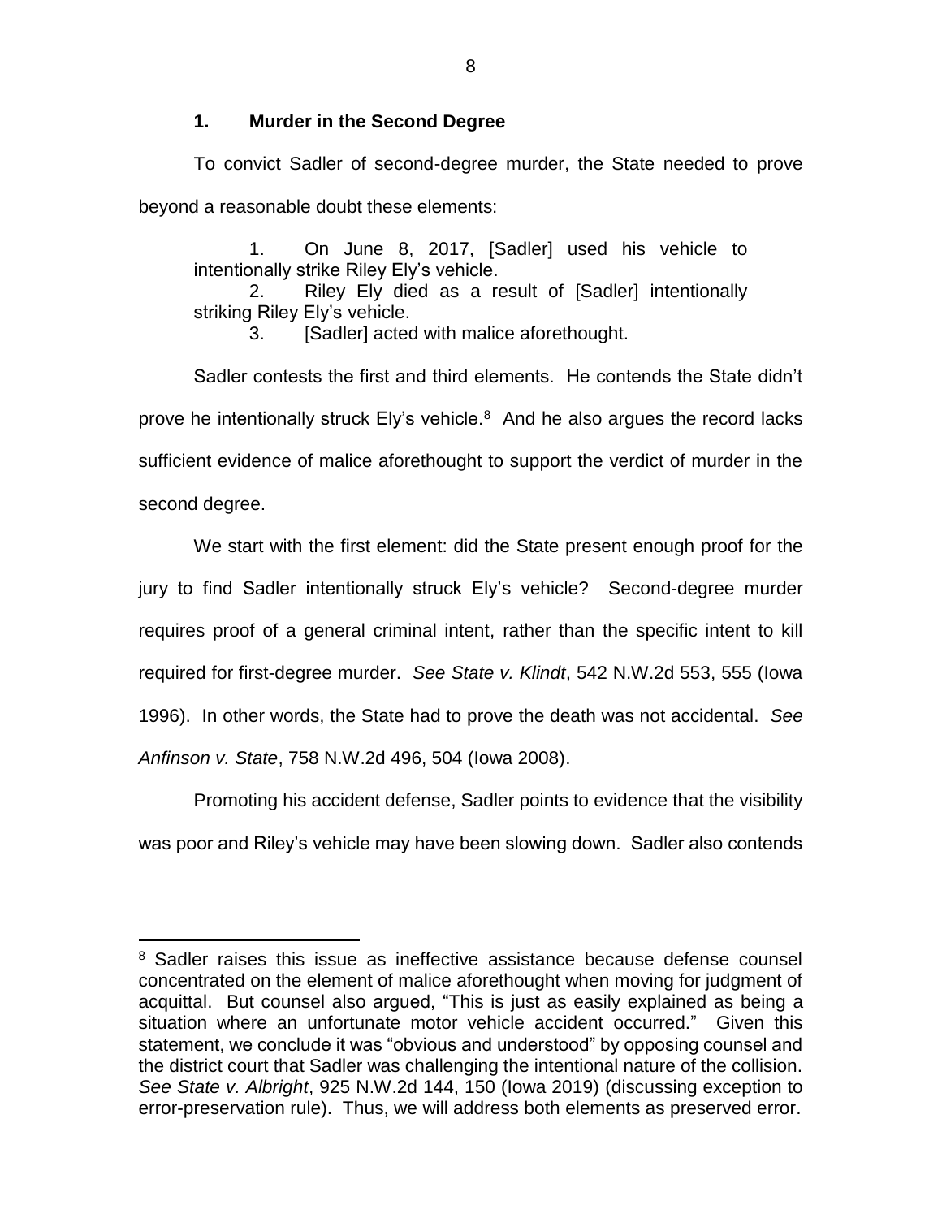### 1. Murder in the Second Degree

To convict Sadler of second-degree murder, the State needed to prove beyond a reasonable doubt these elements:

> 1. On June 8, 2017, [Sadler] used his vehicle to intentionally strike Riley Ely's vehicle.
> 2. Riley Ely died as a result of [Sadler] intentionally striking Riley Ely's vehicle.
> 3. [Sadler] acted with malice aforethought.

Sadler contests the first and third elements. He contends the State didn't prove he intentionally struck Ely's vehicle.[8] And he also argues the record lacks sufficient evidence of malice aforethought to support the verdict of murder in the second degree.

We start with the first element: did the State present enough proof for the jury to find Sadler intentionally struck Ely's vehicle? Second-degree murder requires proof of a general criminal intent, rather than the specific intent to kill required for first-degree murder. *See State v. Klindt*, 542 N.W.2d 553, 555 (Iowa 1996). In other words, the State had to prove the death was not accidental. *See Anfinson v. State*, 758 N.W.2d 496, 504 (Iowa 2008).

Promoting his accident defense, Sadler points to evidence that the visibility was poor and Riley's vehicle may have been slowing down. Sadler also contends

---

[8] Sadler raises this issue as ineffective assistance because defense counsel concentrated on the element of malice aforethought when moving for judgment of acquittal. But counsel also argued, "This is just as easily explained as being a situation where an unfortunate motor vehicle accident occurred." Given this statement, we conclude it was "obvious and understood" by opposing counsel and the district court that Sadler was challenging the intentional nature of the collision. *See State v. Albright*, 925 N.W.2d 144, 150 (Iowa 2019) (discussing exception to error-preservation rule). Thus, we will address both elements as preserved error.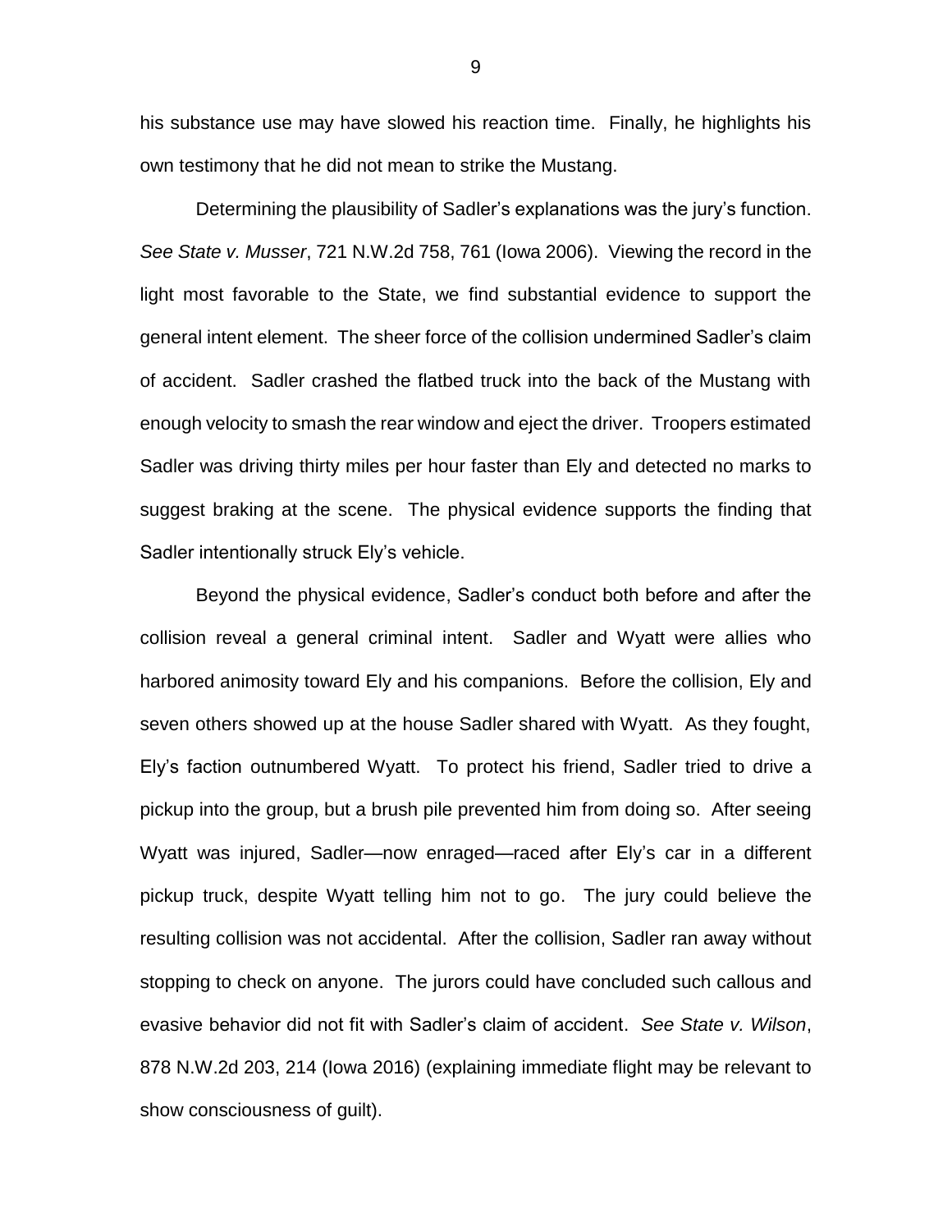his substance use may have slowed his reaction time. Finally, he highlights his own testimony that he did not mean to strike the Mustang.

Determining the plausibility of Sadler's explanations was the jury's function. *See State v. Musser*, 721 N.W.2d 758, 761 (Iowa 2006). Viewing the record in the light most favorable to the State, we find substantial evidence to support the general intent element. The sheer force of the collision undermined Sadler's claim of accident. Sadler crashed the flatbed truck into the back of the Mustang with enough velocity to smash the rear window and eject the driver. Troopers estimated Sadler was driving thirty miles per hour faster than Ely and detected no marks to suggest braking at the scene. The physical evidence supports the finding that Sadler intentionally struck Ely's vehicle.

Beyond the physical evidence, Sadler's conduct both before and after the collision reveal a general criminal intent. Sadler and Wyatt were allies who harbored animosity toward Ely and his companions. Before the collision, Ely and seven others showed up at the house Sadler shared with Wyatt. As they fought, Ely's faction outnumbered Wyatt. To protect his friend, Sadler tried to drive a pickup into the group, but a brush pile prevented him from doing so. After seeing Wyatt was injured, Sadler—now enraged—raced after Ely's car in a different pickup truck, despite Wyatt telling him not to go. The jury could believe the resulting collision was not accidental. After the collision, Sadler ran away without stopping to check on anyone. The jurors could have concluded such callous and evasive behavior did not fit with Sadler's claim of accident. *See State v. Wilson*, 878 N.W.2d 203, 214 (Iowa 2016) (explaining immediate flight may be relevant to show consciousness of guilt).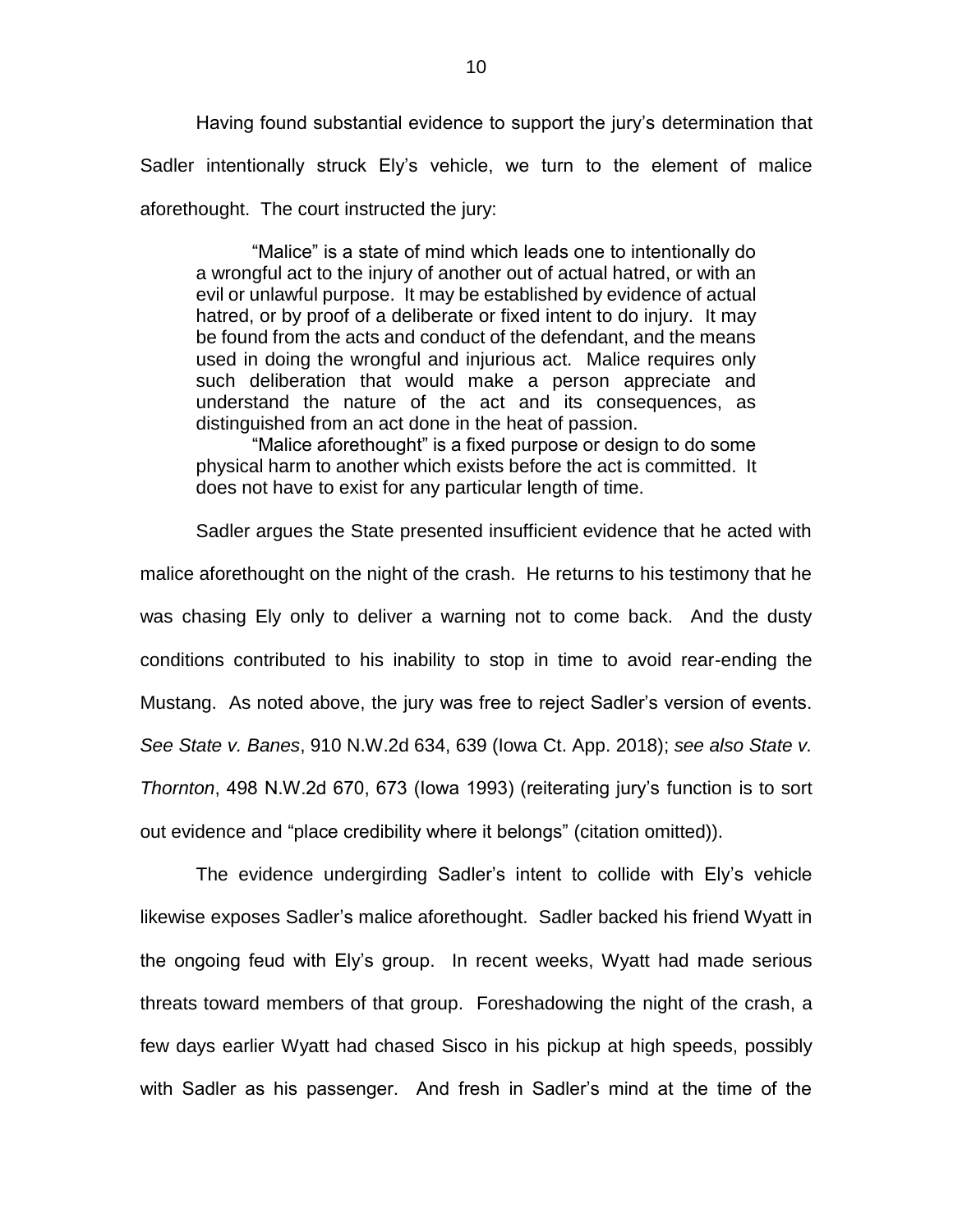Having found substantial evidence to support the jury's determination that Sadler intentionally struck Ely's vehicle, we turn to the element of malice aforethought. The court instructed the jury:

> "Malice" is a state of mind which leads one to intentionally do a wrongful act to the injury of another out of actual hatred, or with an evil or unlawful purpose. It may be established by evidence of actual hatred, or by proof of a deliberate or fixed intent to do injury. It may be found from the acts and conduct of the defendant, and the means used in doing the wrongful and injurious act. Malice requires only such deliberation that would make a person appreciate and understand the nature of the act and its consequences, as distinguished from an act done in the heat of passion.
>
> "Malice aforethought" is a fixed purpose or design to do some physical harm to another which exists before the act is committed. It does not have to exist for any particular length of time.

Sadler argues the State presented insufficient evidence that he acted with malice aforethought on the night of the crash. He returns to his testimony that he was chasing Ely only to deliver a warning not to come back. And the dusty conditions contributed to his inability to stop in time to avoid rear-ending the Mustang. As noted above, the jury was free to reject Sadler's version of events. *See State v. Banes*, 910 N.W.2d 634, 639 (Iowa Ct. App. 2018); *see also State v. Thornton*, 498 N.W.2d 670, 673 (Iowa 1993) (reiterating jury's function is to sort out evidence and "place credibility where it belongs" (citation omitted)).

The evidence undergirding Sadler's intent to collide with Ely's vehicle likewise exposes Sadler's malice aforethought. Sadler backed his friend Wyatt in the ongoing feud with Ely's group. In recent weeks, Wyatt had made serious threats toward members of that group. Foreshadowing the night of the crash, a few days earlier Wyatt had chased Sisco in his pickup at high speeds, possibly with Sadler as his passenger. And fresh in Sadler's mind at the time of the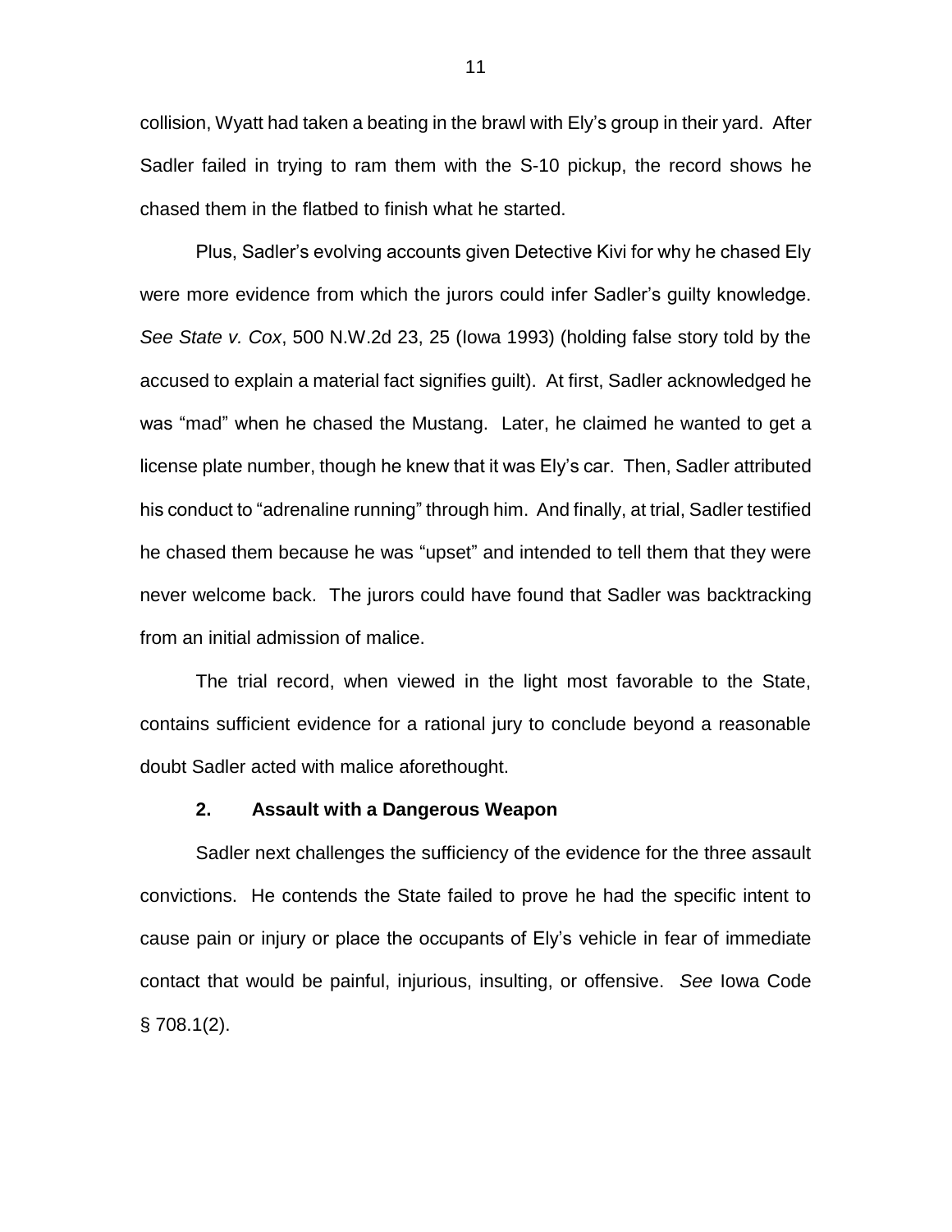collision, Wyatt had taken a beating in the brawl with Ely's group in their yard. After Sadler failed in trying to ram them with the S-10 pickup, the record shows he chased them in the flatbed to finish what he started.

Plus, Sadler's evolving accounts given Detective Kivi for why he chased Ely were more evidence from which the jurors could infer Sadler's guilty knowledge. *See State v. Cox*, 500 N.W.2d 23, 25 (Iowa 1993) (holding false story told by the accused to explain a material fact signifies guilt). At first, Sadler acknowledged he was "mad" when he chased the Mustang. Later, he claimed he wanted to get a license plate number, though he knew that it was Ely's car. Then, Sadler attributed his conduct to "adrenaline running" through him. And finally, at trial, Sadler testified he chased them because he was "upset" and intended to tell them that they were never welcome back. The jurors could have found that Sadler was backtracking from an initial admission of malice.

The trial record, when viewed in the light most favorable to the State, contains sufficient evidence for a rational jury to conclude beyond a reasonable doubt Sadler acted with malice aforethought.

### 2. Assault with a Dangerous Weapon

Sadler next challenges the sufficiency of the evidence for the three assault convictions. He contends the State failed to prove he had the specific intent to cause pain or injury or place the occupants of Ely's vehicle in fear of immediate contact that would be painful, injurious, insulting, or offensive. *See* Iowa Code § 708.1(2).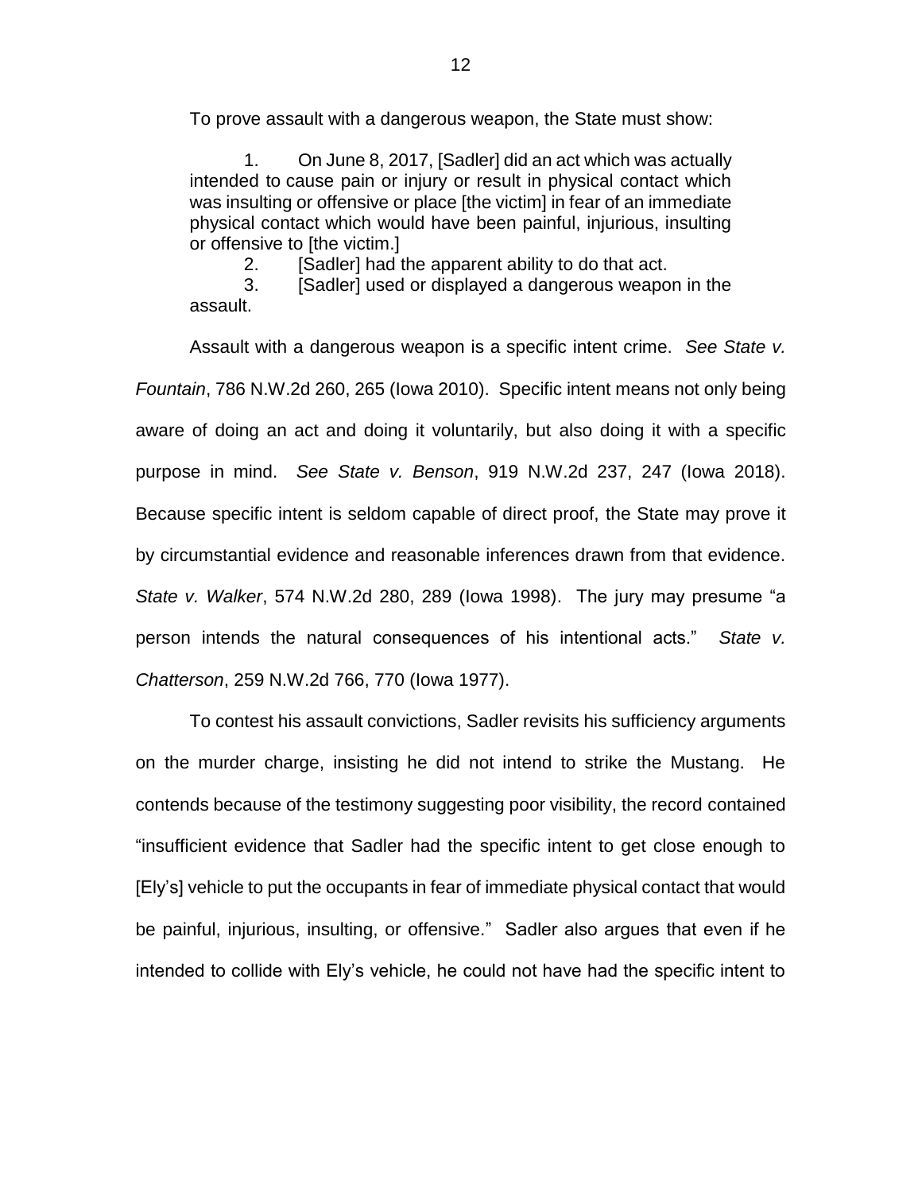To prove assault with a dangerous weapon, the State must show:

> 1. On June 8, 2017, [Sadler] did an act which was actually intended to cause pain or injury or result in physical contact which was insulting or offensive or place [the victim] in fear of an immediate physical contact which would have been painful, injurious, insulting or offensive to [the victim.]
> 2. [Sadler] had the apparent ability to do that act.
> 3. [Sadler] used or displayed a dangerous weapon in the assault.

Assault with a dangerous weapon is a specific intent crime. *See State v. Fountain*, 786 N.W.2d 260, 265 (Iowa 2010). Specific intent means not only being aware of doing an act and doing it voluntarily, but also doing it with a specific purpose in mind. *See State v. Benson*, 919 N.W.2d 237, 247 (Iowa 2018). Because specific intent is seldom capable of direct proof, the State may prove it by circumstantial evidence and reasonable inferences drawn from that evidence. *State v. Walker*, 574 N.W.2d 280, 289 (Iowa 1998). The jury may presume "a person intends the natural consequences of his intentional acts." *State v. Chatterson*, 259 N.W.2d 766, 770 (Iowa 1977).

To contest his assault convictions, Sadler revisits his sufficiency arguments on the murder charge, insisting he did not intend to strike the Mustang. He contends because of the testimony suggesting poor visibility, the record contained "insufficient evidence that Sadler had the specific intent to get close enough to [Ely's] vehicle to put the occupants in fear of immediate physical contact that would be painful, injurious, insulting, or offensive." Sadler also argues that even if he intended to collide with Ely's vehicle, he could not have had the specific intent to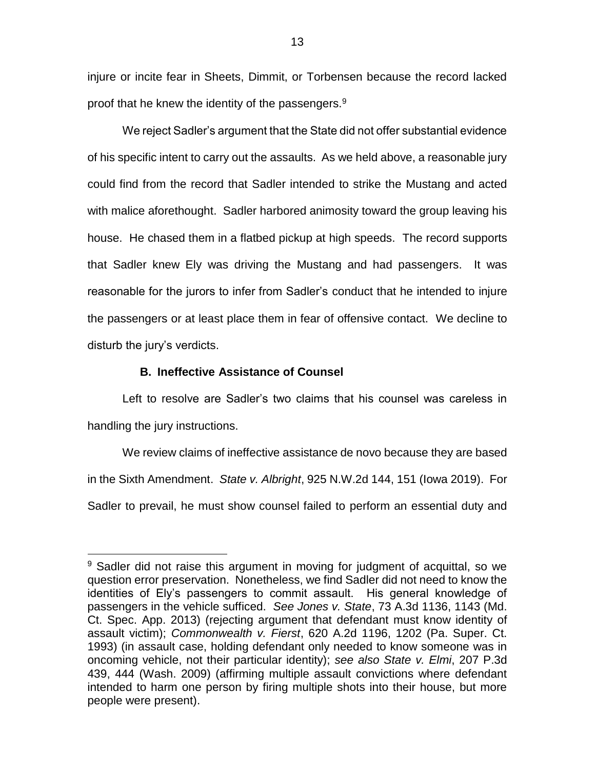injure or incite fear in Sheets, Dimmit, or Torbensen because the record lacked proof that he knew the identity of the passengers.[9]

We reject Sadler's argument that the State did not offer substantial evidence of his specific intent to carry out the assaults. As we held above, a reasonable jury could find from the record that Sadler intended to strike the Mustang and acted with malice aforethought. Sadler harbored animosity toward the group leaving his house. He chased them in a flatbed pickup at high speeds. The record supports that Sadler knew Ely was driving the Mustang and had passengers. It was reasonable for the jurors to infer from Sadler's conduct that he intended to injure the passengers or at least place them in fear of offensive contact. We decline to disturb the jury's verdicts.

### B. Ineffective Assistance of Counsel

Left to resolve are Sadler's two claims that his counsel was careless in handling the jury instructions.

We review claims of ineffective assistance de novo because they are based in the Sixth Amendment. *State v. Albright*, 925 N.W.2d 144, 151 (Iowa 2019). For Sadler to prevail, he must show counsel failed to perform an essential duty and

---

[9] Sadler did not raise this argument in moving for judgment of acquittal, so we question error preservation. Nonetheless, we find Sadler did not need to know the identities of Ely's passengers to commit assault. His general knowledge of passengers in the vehicle sufficed. *See Jones v. State*, 73 A.3d 1136, 1143 (Md. Ct. Spec. App. 2013) (rejecting argument that defendant must know identity of assault victim); *Commonwealth v. Fierst*, 620 A.2d 1196, 1202 (Pa. Super. Ct. 1993) (in assault case, holding defendant only needed to know someone was in oncoming vehicle, not their particular identity); *see also State v. Elmi*, 207 P.3d 439, 444 (Wash. 2009) (affirming multiple assault convictions where defendant intended to harm one person by firing multiple shots into their house, but more people were present).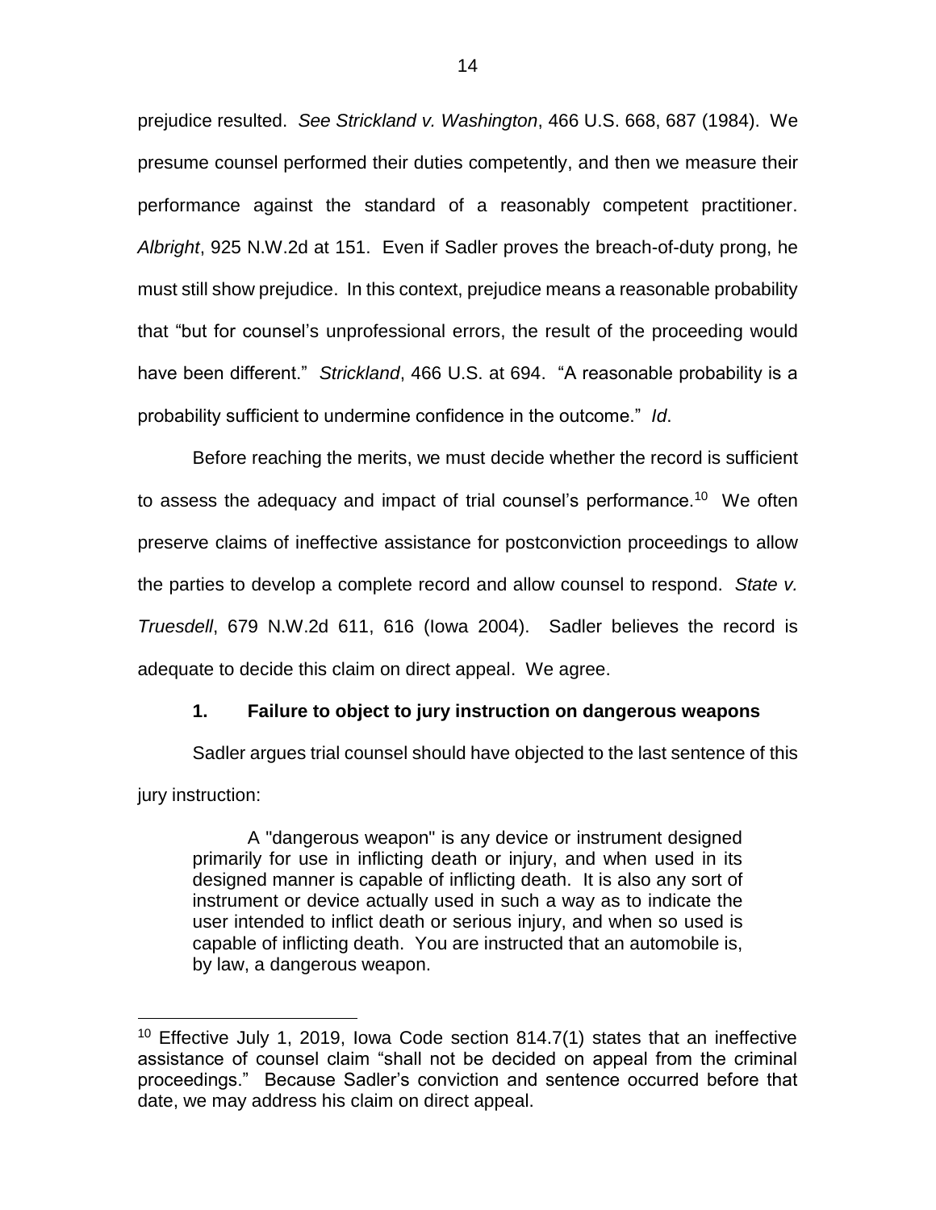prejudice resulted. *See Strickland v. Washington*, 466 U.S. 668, 687 (1984). We presume counsel performed their duties competently, and then we measure their performance against the standard of a reasonably competent practitioner. *Albright*, 925 N.W.2d at 151. Even if Sadler proves the breach-of-duty prong, he must still show prejudice. In this context, prejudice means a reasonable probability that "but for counsel's unprofessional errors, the result of the proceeding would have been different." *Strickland*, 466 U.S. at 694. "A reasonable probability is a probability sufficient to undermine confidence in the outcome." *Id*.

Before reaching the merits, we must decide whether the record is sufficient to assess the adequacy and impact of trial counsel's performance.[10] We often preserve claims of ineffective assistance for postconviction proceedings to allow the parties to develop a complete record and allow counsel to respond. *State v. Truesdell*, 679 N.W.2d 611, 616 (Iowa 2004). Sadler believes the record is adequate to decide this claim on direct appeal. We agree.

### 1. Failure to object to jury instruction on dangerous weapons

Sadler argues trial counsel should have objected to the last sentence of this jury instruction:

> A "dangerous weapon" is any device or instrument designed primarily for use in inflicting death or injury, and when used in its designed manner is capable of inflicting death. It is also any sort of instrument or device actually used in such a way as to indicate the user intended to inflict death or serious injury, and when so used is capable of inflicting death. You are instructed that an automobile is, by law, a dangerous weapon.

---

[10] Effective July 1, 2019, Iowa Code section 814.7(1) states that an ineffective assistance of counsel claim "shall not be decided on appeal from the criminal proceedings." Because Sadler's conviction and sentence occurred before that date, we may address his claim on direct appeal.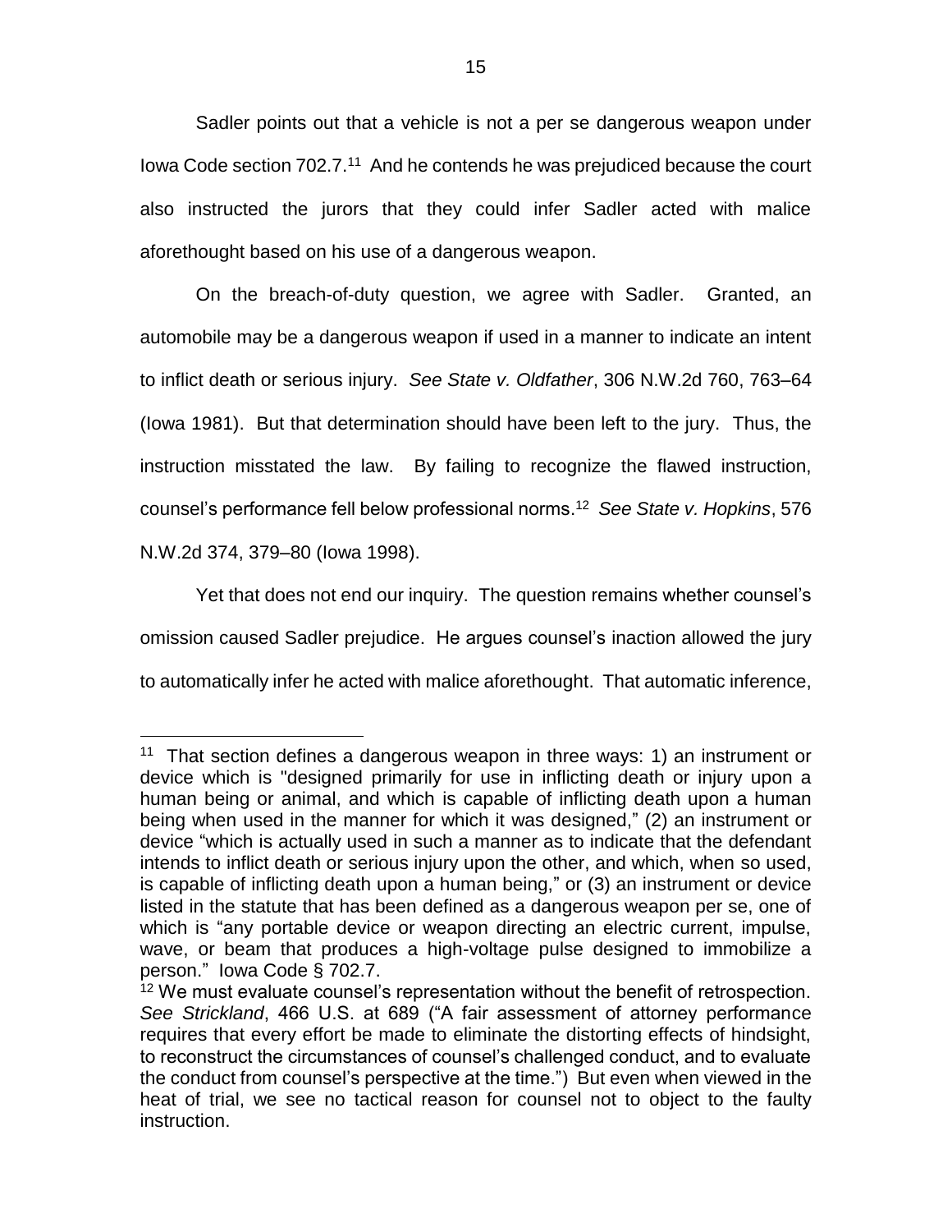Sadler points out that a vehicle is not a per se dangerous weapon under Iowa Code section 702.7.[11] And he contends he was prejudiced because the court also instructed the jurors that they could infer Sadler acted with malice aforethought based on his use of a dangerous weapon.

On the breach-of-duty question, we agree with Sadler. Granted, an automobile may be a dangerous weapon if used in a manner to indicate an intent to inflict death or serious injury. *See State v. Oldfather*, 306 N.W.2d 760, 763–64 (Iowa 1981). But that determination should have been left to the jury. Thus, the instruction misstated the law. By failing to recognize the flawed instruction, counsel's performance fell below professional norms.[12] *See State v. Hopkins*, 576 N.W.2d 374, 379–80 (Iowa 1998).

Yet that does not end our inquiry. The question remains whether counsel's omission caused Sadler prejudice. He argues counsel's inaction allowed the jury to automatically infer he acted with malice aforethought. That automatic inference,

---

[11] That section defines a dangerous weapon in three ways: 1) an instrument or device which is "designed primarily for use in inflicting death or injury upon a human being or animal, and which is capable of inflicting death upon a human being when used in the manner for which it was designed," (2) an instrument or device "which is actually used in such a manner as to indicate that the defendant intends to inflict death or serious injury upon the other, and which, when so used, is capable of inflicting death upon a human being," or (3) an instrument or device listed in the statute that has been defined as a dangerous weapon per se, one of which is "any portable device or weapon directing an electric current, impulse, wave, or beam that produces a high-voltage pulse designed to immobilize a person." Iowa Code § 702.7.

[12] We must evaluate counsel's representation without the benefit of retrospection. *See Strickland*, 466 U.S. at 689 ("A fair assessment of attorney performance requires that every effort be made to eliminate the distorting effects of hindsight, to reconstruct the circumstances of counsel's challenged conduct, and to evaluate the conduct from counsel's perspective at the time.") But even when viewed in the heat of trial, we see no tactical reason for counsel not to object to the faulty instruction.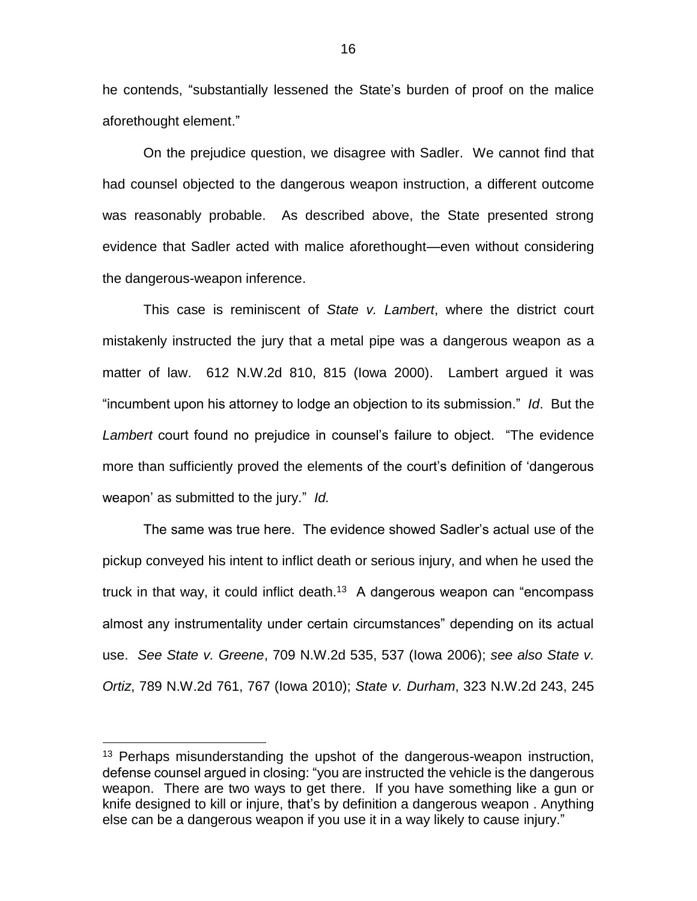he contends, "substantially lessened the State's burden of proof on the malice aforethought element."

On the prejudice question, we disagree with Sadler. We cannot find that had counsel objected to the dangerous weapon instruction, a different outcome was reasonably probable. As described above, the State presented strong evidence that Sadler acted with malice aforethought—even without considering the dangerous-weapon inference.

This case is reminiscent of *State v. Lambert*, where the district court mistakenly instructed the jury that a metal pipe was a dangerous weapon as a matter of law. 612 N.W.2d 810, 815 (Iowa 2000). Lambert argued it was "incumbent upon his attorney to lodge an objection to its submission." *Id*. But the *Lambert* court found no prejudice in counsel's failure to object. "The evidence more than sufficiently proved the elements of the court's definition of 'dangerous weapon' as submitted to the jury." *Id.*

The same was true here. The evidence showed Sadler's actual use of the pickup conveyed his intent to inflict death or serious injury, and when he used the truck in that way, it could inflict death.[13] A dangerous weapon can "encompass almost any instrumentality under certain circumstances" depending on its actual use. *See State v. Greene*, 709 N.W.2d 535, 537 (Iowa 2006); *see also State v. Ortiz*, 789 N.W.2d 761, 767 (Iowa 2010); *State v. Durham*, 323 N.W.2d 243, 245

[13] Perhaps misunderstanding the upshot of the dangerous-weapon instruction, defense counsel argued in closing: "you are instructed the vehicle is the dangerous weapon. There are two ways to get there. If you have something like a gun or knife designed to kill or injure, that's by definition a dangerous weapon . Anything else can be a dangerous weapon if you use it in a way likely to cause injury."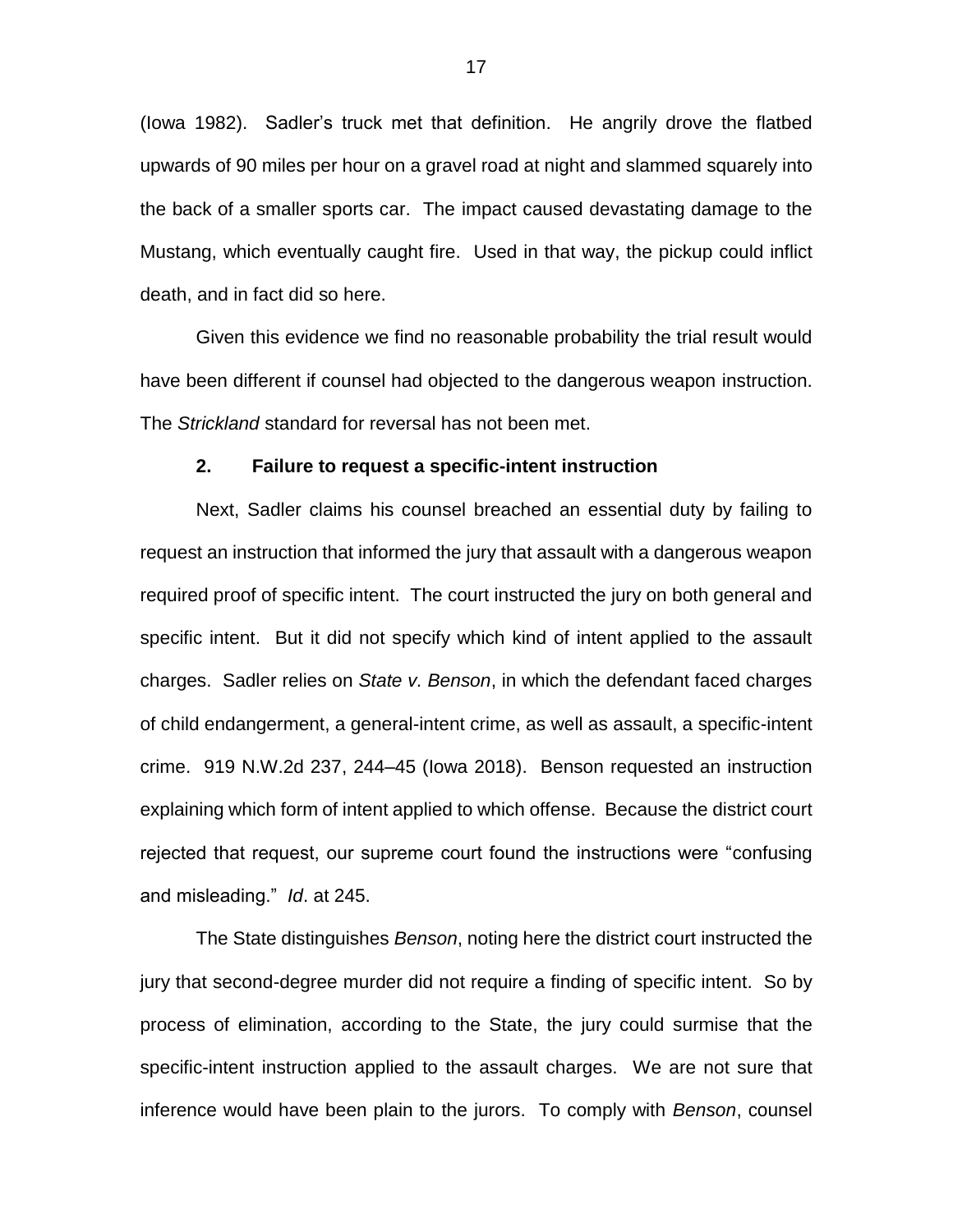(Iowa 1982). Sadler's truck met that definition. He angrily drove the flatbed upwards of 90 miles per hour on a gravel road at night and slammed squarely into the back of a smaller sports car. The impact caused devastating damage to the Mustang, which eventually caught fire. Used in that way, the pickup could inflict death, and in fact did so here.

Given this evidence we find no reasonable probability the trial result would have been different if counsel had objected to the dangerous weapon instruction. The *Strickland* standard for reversal has not been met.

### 2. Failure to request a specific-intent instruction

Next, Sadler claims his counsel breached an essential duty by failing to request an instruction that informed the jury that assault with a dangerous weapon required proof of specific intent. The court instructed the jury on both general and specific intent. But it did not specify which kind of intent applied to the assault charges. Sadler relies on *State v. Benson*, in which the defendant faced charges of child endangerment, a general-intent crime, as well as assault, a specific-intent crime. 919 N.W.2d 237, 244–45 (Iowa 2018). Benson requested an instruction explaining which form of intent applied to which offense. Because the district court rejected that request, our supreme court found the instructions were "confusing and misleading." *Id*. at 245.

The State distinguishes *Benson*, noting here the district court instructed the jury that second-degree murder did not require a finding of specific intent. So by process of elimination, according to the State, the jury could surmise that the specific-intent instruction applied to the assault charges. We are not sure that inference would have been plain to the jurors. To comply with *Benson*, counsel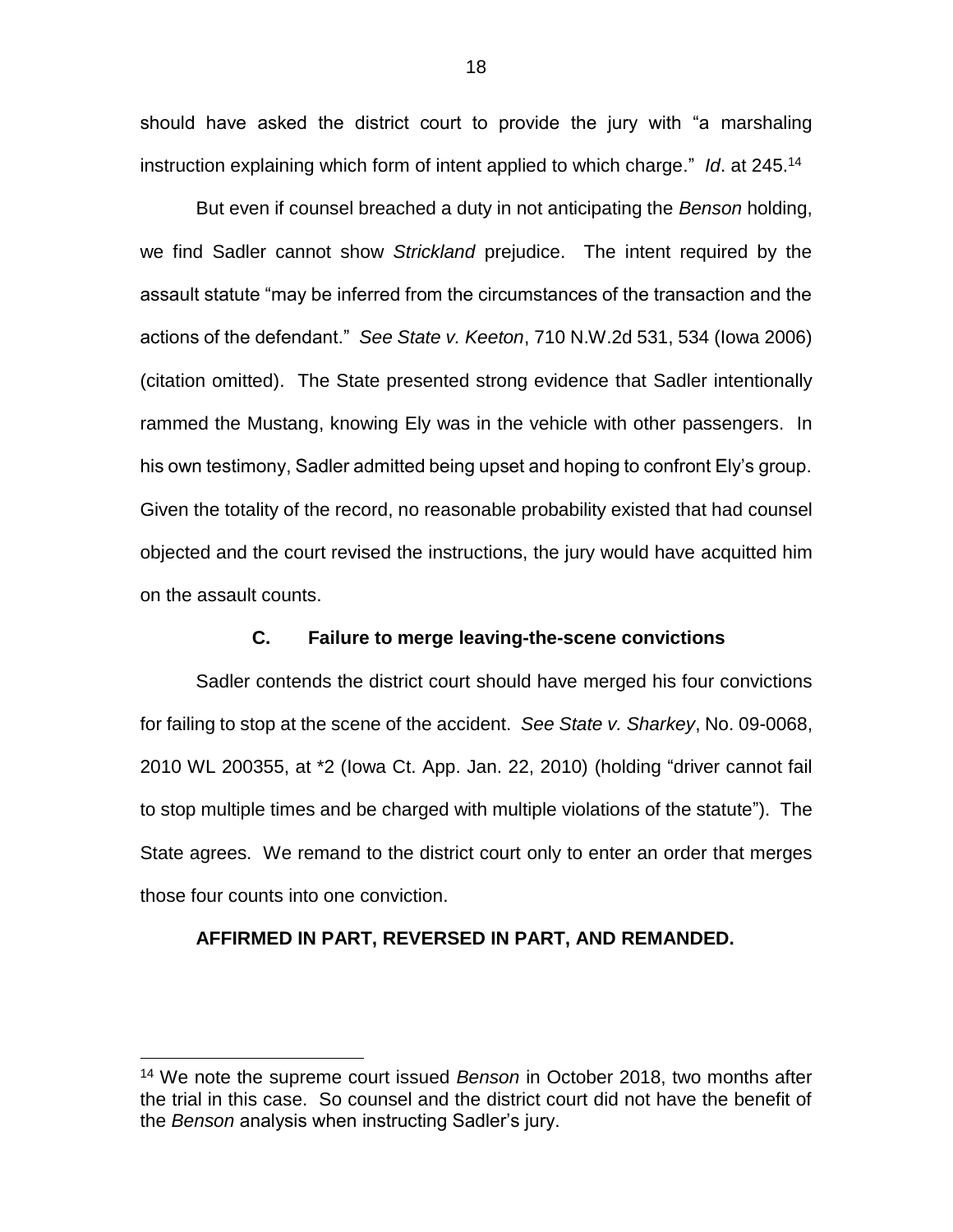should have asked the district court to provide the jury with "a marshaling instruction explaining which form of intent applied to which charge." *Id*. at 245.[14]

But even if counsel breached a duty in not anticipating the *Benson* holding, we find Sadler cannot show *Strickland* prejudice. The intent required by the assault statute "may be inferred from the circumstances of the transaction and the actions of the defendant." *See State v. Keeton*, 710 N.W.2d 531, 534 (Iowa 2006) (citation omitted). The State presented strong evidence that Sadler intentionally rammed the Mustang, knowing Ely was in the vehicle with other passengers. In his own testimony, Sadler admitted being upset and hoping to confront Ely's group. Given the totality of the record, no reasonable probability existed that had counsel objected and the court revised the instructions, the jury would have acquitted him on the assault counts.

### C. Failure to merge leaving-the-scene convictions

Sadler contends the district court should have merged his four convictions for failing to stop at the scene of the accident. *See State v. Sharkey*, No. 09-0068, 2010 WL 200355, at *2 (Iowa Ct. App. Jan. 22, 2010) (holding "driver cannot fail to stop multiple times and be charged with multiple violations of the statute"). The State agrees. We remand to the district court only to enter an order that merges those four counts into one conviction.

**AFFIRMED IN PART, REVERSED IN PART, AND REMANDED.**

---

[14] We note the supreme court issued *Benson* in October 2018, two months after the trial in this case. So counsel and the district court did not have the benefit of the *Benson* analysis when instructing Sadler's jury.